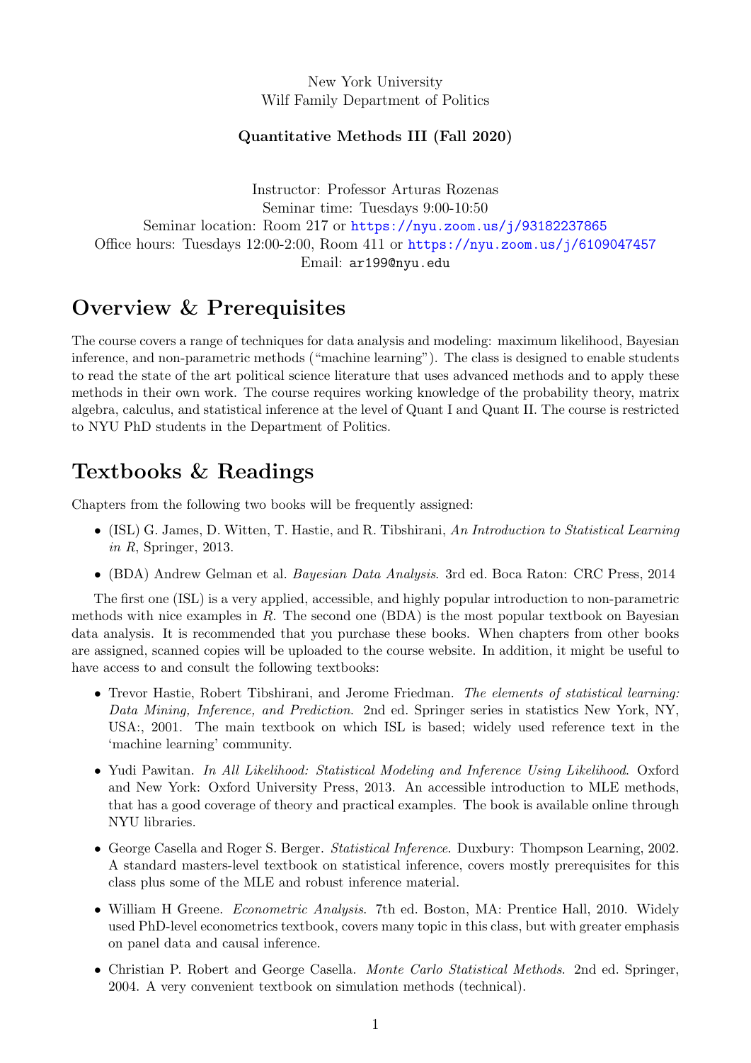New York University
Wilf Family Department of Politics

**Quantitative Methods III (Fall 2020)**

Instructor: Professor Arturas Rozenas
Seminar time: Tuesdays 9:00-10:50
Seminar location: Room 217 or https://nyu.zoom.us/j/93182237865
Office hours: Tuesdays 12:00-2:00, Room 411 or https://nyu.zoom.us/j/6109047457
Email: ar199@nyu.edu

# Overview & Prerequisites

The course covers a range of techniques for data analysis and modeling: maximum likelihood, Bayesian inference, and non-parametric methods ("machine learning"). The class is designed to enable students to read the state of the art political science literature that uses advanced methods and to apply these methods in their own work. The course requires working knowledge of the probability theory, matrix algebra, calculus, and statistical inference at the level of Quant I and Quant II. The course is restricted to NYU PhD students in the Department of Politics.

# Textbooks & Readings

Chapters from the following two books will be frequently assigned:

- (ISL) G. James, D. Witten, T. Hastie, and R. Tibshirani, *An Introduction to Statistical Learning in R*, Springer, 2013.
- (BDA) Andrew Gelman et al. *Bayesian Data Analysis*. 3rd ed. Boca Raton: CRC Press, 2014

The first one (ISL) is a very applied, accessible, and highly popular introduction to non-parametric methods with nice examples in *R*. The second one (BDA) is the most popular textbook on Bayesian data analysis. It is recommended that you purchase these books. When chapters from other books are assigned, scanned copies will be uploaded to the course website. In addition, it might be useful to have access to and consult the following textbooks:

- Trevor Hastie, Robert Tibshirani, and Jerome Friedman. *The elements of statistical learning: Data Mining, Inference, and Prediction*. 2nd ed. Springer series in statistics New York, NY, USA:, 2001. The main textbook on which ISL is based; widely used reference text in the 'machine learning' community.
- Yudi Pawitan. *In All Likelihood: Statistical Modeling and Inference Using Likelihood*. Oxford and New York: Oxford University Press, 2013. An accessible introduction to MLE methods, that has a good coverage of theory and practical examples. The book is available online through NYU libraries.
- George Casella and Roger S. Berger. *Statistical Inference*. Duxbury: Thompson Learning, 2002. A standard masters-level textbook on statistical inference, covers mostly prerequisites for this class plus some of the MLE and robust inference material.
- William H Greene. *Econometric Analysis*. 7th ed. Boston, MA: Prentice Hall, 2010. Widely used PhD-level econometrics textbook, covers many topic in this class, but with greater emphasis on panel data and causal inference.
- Christian P. Robert and George Casella. *Monte Carlo Statistical Methods*. 2nd ed. Springer, 2004. A very convenient textbook on simulation methods (technical).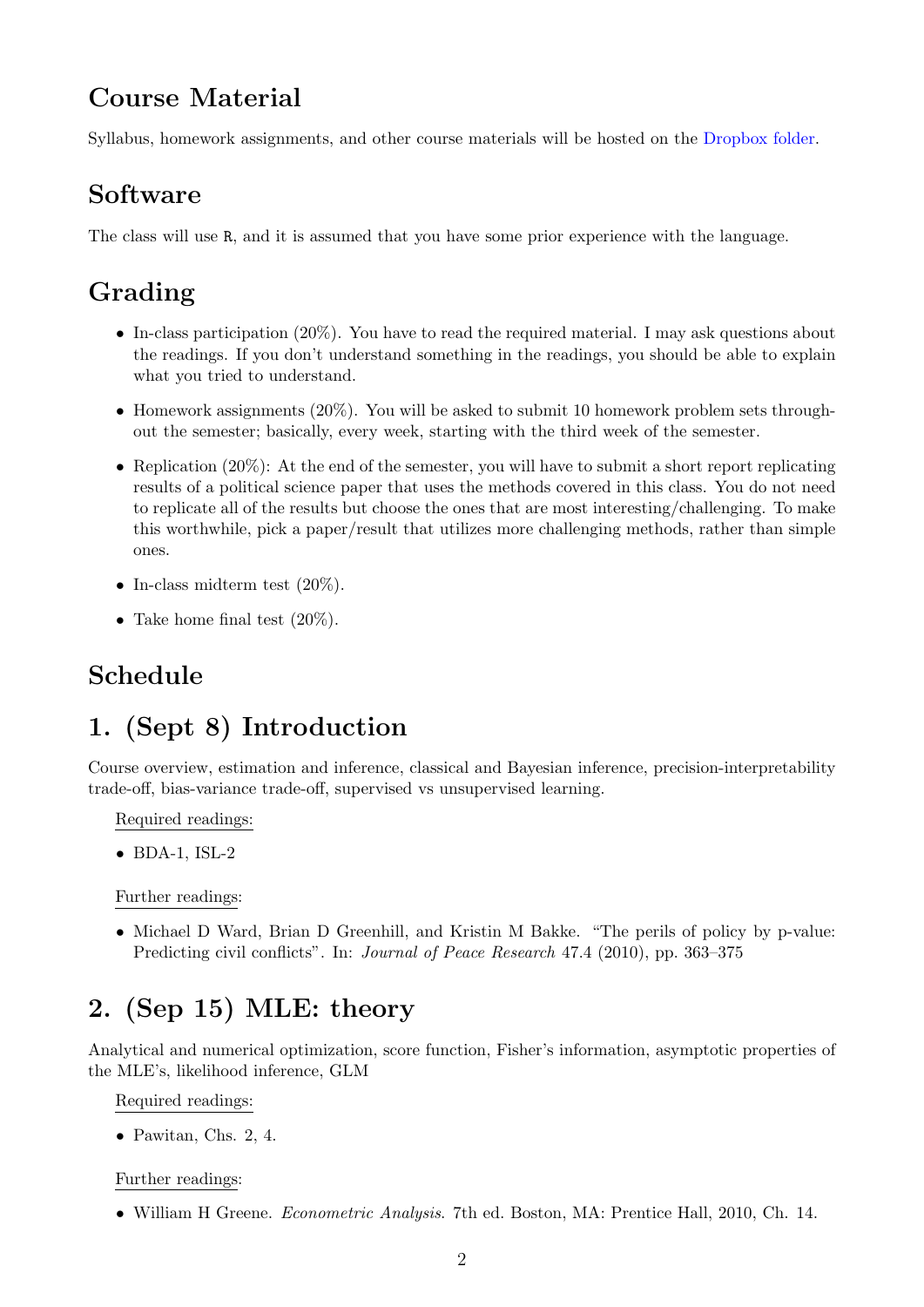## Course Material

Syllabus, homework assignments, and other course materials will be hosted on the Dropbox folder.

## Software

The class will use R, and it is assumed that you have some prior experience with the language.

## Grading

- In-class participation (20%). You have to read the required material. I may ask questions about the readings. If you don't understand something in the readings, you should be able to explain what you tried to understand.
- Homework assignments (20%). You will be asked to submit 10 homework problem sets throughout the semester; basically, every week, starting with the third week of the semester.
- Replication (20%): At the end of the semester, you will have to submit a short report replicating results of a political science paper that uses the methods covered in this class. You do not need to replicate all of the results but choose the ones that are most interesting/challenging. To make this worthwhile, pick a paper/result that utilizes more challenging methods, rather than simple ones.
- In-class midterm test (20%).
- Take home final test (20%).

## Schedule

# 1. (Sept 8) Introduction

Course overview, estimation and inference, classical and Bayesian inference, precision-interpretability trade-off, bias-variance trade-off, supervised vs unsupervised learning.

Required readings:

- BDA-1, ISL-2

Further readings:

- Michael D Ward, Brian D Greenhill, and Kristin M Bakke. "The perils of policy by p-value: Predicting civil conflicts". In: *Journal of Peace Research* 47.4 (2010), pp. 363–375

# 2. (Sep 15) MLE: theory

Analytical and numerical optimization, score function, Fisher's information, asymptotic properties of the MLE's, likelihood inference, GLM

Required readings:

- Pawitan, Chs. 2, 4.

Further readings:

- William H Greene. *Econometric Analysis*. 7th ed. Boston, MA: Prentice Hall, 2010, Ch. 14.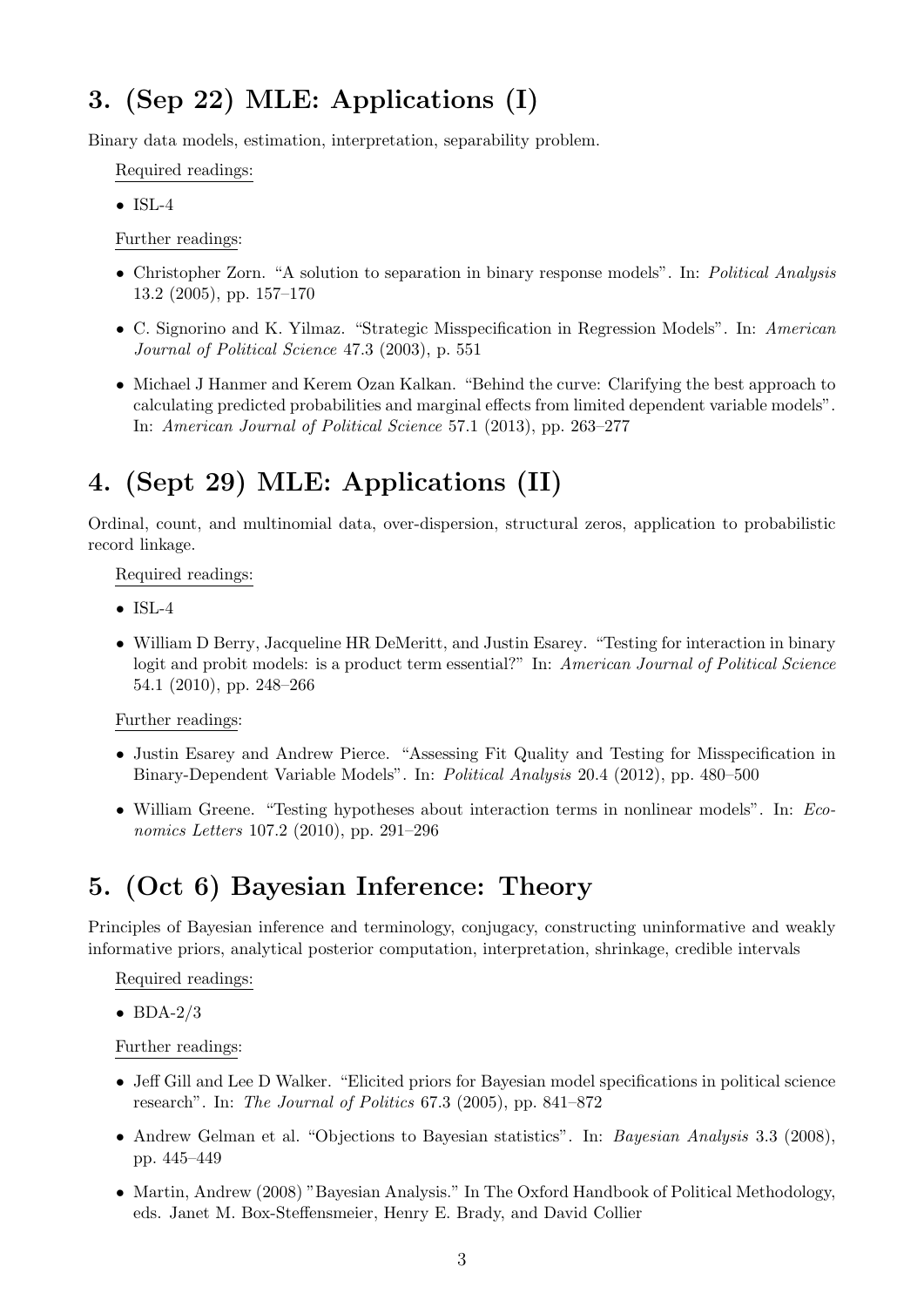# 3. (Sep 22) MLE: Applications (I)

Binary data models, estimation, interpretation, separability problem.

Required readings:

- ISL-4

Further readings:

- Christopher Zorn. "A solution to separation in binary response models". In: *Political Analysis* 13.2 (2005), pp. 157–170
- C. Signorino and K. Yilmaz. "Strategic Misspecification in Regression Models". In: *American Journal of Political Science* 47.3 (2003), p. 551
- Michael J Hanmer and Kerem Ozan Kalkan. "Behind the curve: Clarifying the best approach to calculating predicted probabilities and marginal effects from limited dependent variable models". In: *American Journal of Political Science* 57.1 (2013), pp. 263–277

# 4. (Sept 29) MLE: Applications (II)

Ordinal, count, and multinomial data, over-dispersion, structural zeros, application to probabilistic record linkage.

Required readings:

- ISL-4
- William D Berry, Jacqueline HR DeMeritt, and Justin Esarey. "Testing for interaction in binary logit and probit models: is a product term essential?" In: *American Journal of Political Science* 54.1 (2010), pp. 248–266

Further readings:

- Justin Esarey and Andrew Pierce. "Assessing Fit Quality and Testing for Misspecification in Binary-Dependent Variable Models". In: *Political Analysis* 20.4 (2012), pp. 480–500
- William Greene. "Testing hypotheses about interaction terms in nonlinear models". In: *Economics Letters* 107.2 (2010), pp. 291–296

# 5. (Oct 6) Bayesian Inference: Theory

Principles of Bayesian inference and terminology, conjugacy, constructing uninformative and weakly informative priors, analytical posterior computation, interpretation, shrinkage, credible intervals

Required readings:

- BDA-2/3

Further readings:

- Jeff Gill and Lee D Walker. "Elicited priors for Bayesian model specifications in political science research". In: *The Journal of Politics* 67.3 (2005), pp. 841–872
- Andrew Gelman et al. "Objections to Bayesian statistics". In: *Bayesian Analysis* 3.3 (2008), pp. 445–449
- Martin, Andrew (2008) "Bayesian Analysis." In The Oxford Handbook of Political Methodology, eds. Janet M. Box-Steffensmeier, Henry E. Brady, and David Collier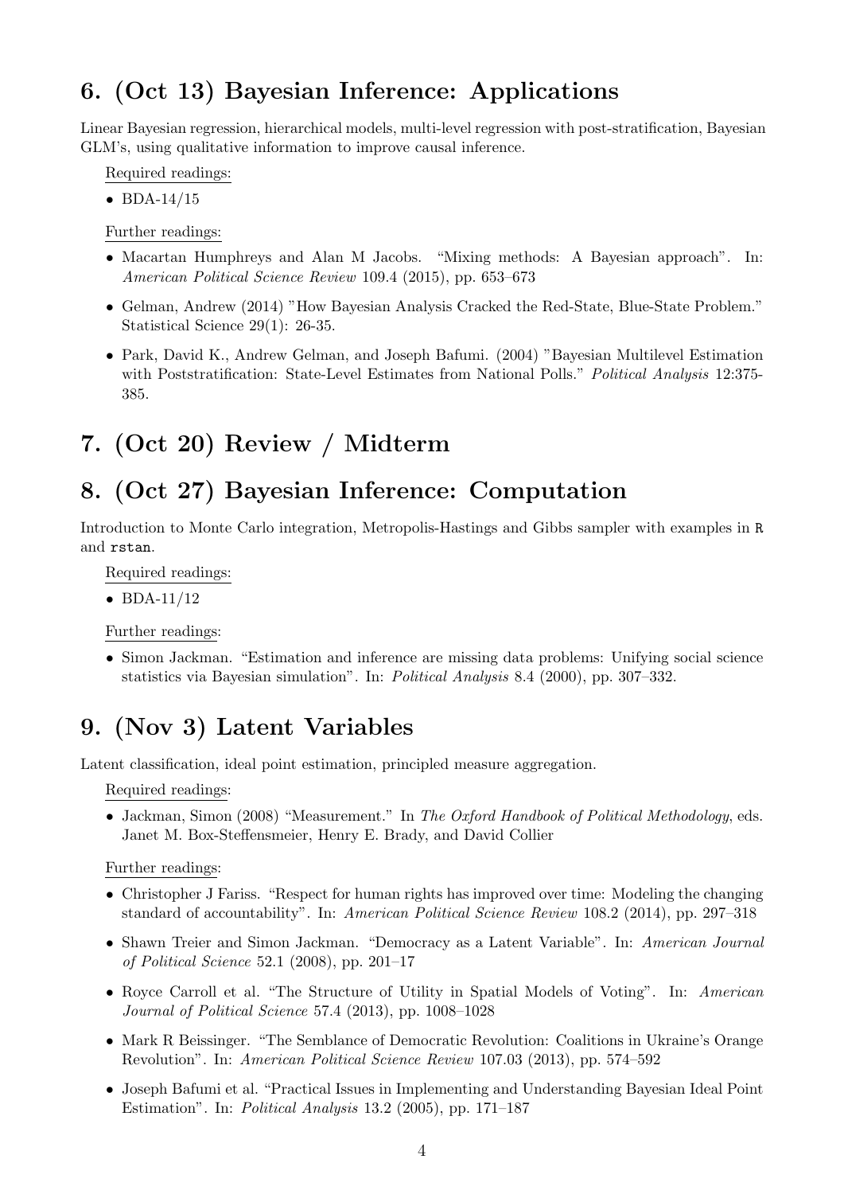## 6. (Oct 13) Bayesian Inference: Applications

Linear Bayesian regression, hierarchical models, multi-level regression with post-stratification, Bayesian GLM's, using qualitative information to improve causal inference.

Required readings:

- BDA-14/15

Further readings:

- Macartan Humphreys and Alan M Jacobs. "Mixing methods: A Bayesian approach". In: *American Political Science Review* 109.4 (2015), pp. 653–673
- Gelman, Andrew (2014) "How Bayesian Analysis Cracked the Red-State, Blue-State Problem." Statistical Science 29(1): 26-35.
- Park, David K., Andrew Gelman, and Joseph Bafumi. (2004) "Bayesian Multilevel Estimation with Poststratification: State-Level Estimates from National Polls." *Political Analysis* 12:375-385.

## 7. (Oct 20) Review / Midterm

## 8. (Oct 27) Bayesian Inference: Computation

Introduction to Monte Carlo integration, Metropolis-Hastings and Gibbs sampler with examples in `R` and `rstan`.

Required readings:

- BDA-11/12

Further readings:

- Simon Jackman. "Estimation and inference are missing data problems: Unifying social science statistics via Bayesian simulation". In: *Political Analysis* 8.4 (2000), pp. 307–332.

## 9. (Nov 3) Latent Variables

Latent classification, ideal point estimation, principled measure aggregation.

Required readings:

- Jackman, Simon (2008) "Measurement." In *The Oxford Handbook of Political Methodology*, eds. Janet M. Box-Steffensmeier, Henry E. Brady, and David Collier

Further readings:

- Christopher J Fariss. "Respect for human rights has improved over time: Modeling the changing standard of accountability". In: *American Political Science Review* 108.2 (2014), pp. 297–318
- Shawn Treier and Simon Jackman. "Democracy as a Latent Variable". In: *American Journal of Political Science* 52.1 (2008), pp. 201–17
- Royce Carroll et al. "The Structure of Utility in Spatial Models of Voting". In: *American Journal of Political Science* 57.4 (2013), pp. 1008–1028
- Mark R Beissinger. "The Semblance of Democratic Revolution: Coalitions in Ukraine's Orange Revolution". In: *American Political Science Review* 107.03 (2013), pp. 574–592
- Joseph Bafumi et al. "Practical Issues in Implementing and Understanding Bayesian Ideal Point Estimation". In: *Political Analysis* 13.2 (2005), pp. 171–187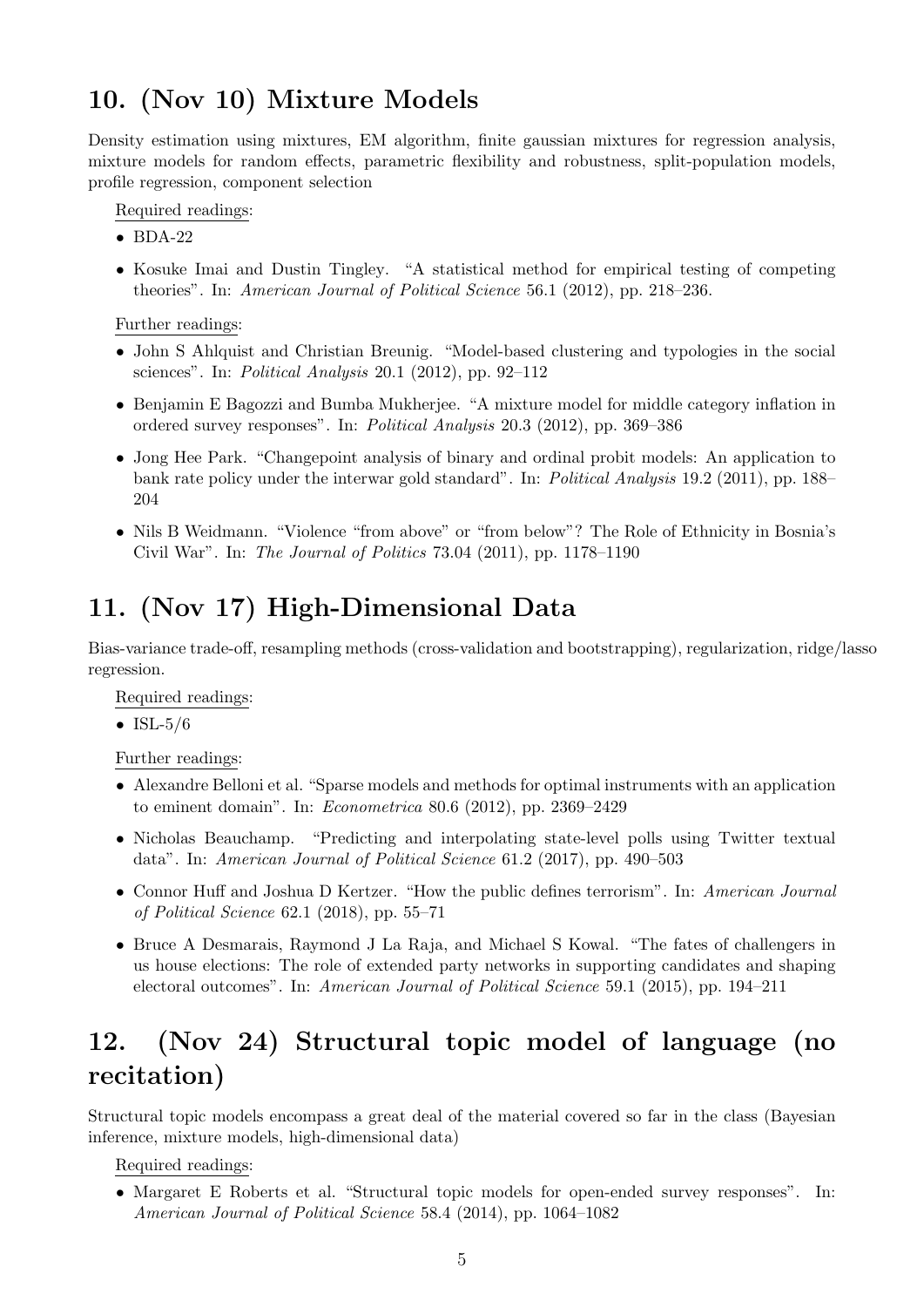## 10. (Nov 10) Mixture Models

Density estimation using mixtures, EM algorithm, finite gaussian mixtures for regression analysis, mixture models for random effects, parametric flexibility and robustness, split-population models, profile regression, component selection

Required readings:

- BDA-22
- Kosuke Imai and Dustin Tingley. "A statistical method for empirical testing of competing theories". In: *American Journal of Political Science* 56.1 (2012), pp. 218–236.

Further readings:

- John S Ahlquist and Christian Breunig. "Model-based clustering and typologies in the social sciences". In: *Political Analysis* 20.1 (2012), pp. 92–112
- Benjamin E Bagozzi and Bumba Mukherjee. "A mixture model for middle category inflation in ordered survey responses". In: *Political Analysis* 20.3 (2012), pp. 369–386
- Jong Hee Park. "Changepoint analysis of binary and ordinal probit models: An application to bank rate policy under the interwar gold standard". In: *Political Analysis* 19.2 (2011), pp. 188–204
- Nils B Weidmann. "Violence "from above" or "from below"? The Role of Ethnicity in Bosnia's Civil War". In: *The Journal of Politics* 73.04 (2011), pp. 1178–1190

## 11. (Nov 17) High-Dimensional Data

Bias-variance trade-off, resampling methods (cross-validation and bootstrapping), regularization, ridge/lasso regression.

Required readings:

- ISL-5/6

Further readings:

- Alexandre Belloni et al. "Sparse models and methods for optimal instruments with an application to eminent domain". In: *Econometrica* 80.6 (2012), pp. 2369–2429
- Nicholas Beauchamp. "Predicting and interpolating state-level polls using Twitter textual data". In: *American Journal of Political Science* 61.2 (2017), pp. 490–503
- Connor Huff and Joshua D Kertzer. "How the public defines terrorism". In: *American Journal of Political Science* 62.1 (2018), pp. 55–71
- Bruce A Desmarais, Raymond J La Raja, and Michael S Kowal. "The fates of challengers in us house elections: The role of extended party networks in supporting candidates and shaping electoral outcomes". In: *American Journal of Political Science* 59.1 (2015), pp. 194–211

## 12. (Nov 24) Structural topic model of language (no recitation)

Structural topic models encompass a great deal of the material covered so far in the class (Bayesian inference, mixture models, high-dimensional data)

Required readings:

- Margaret E Roberts et al. "Structural topic models for open-ended survey responses". In: *American Journal of Political Science* 58.4 (2014), pp. 1064–1082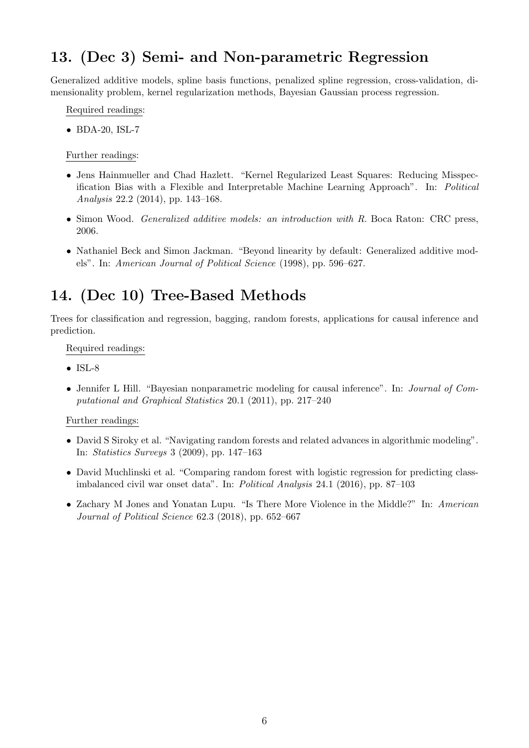## 13. (Dec 3) Semi- and Non-parametric Regression

Generalized additive models, spline basis functions, penalized spline regression, cross-validation, dimensionality problem, kernel regularization methods, Bayesian Gaussian process regression.

Required readings:

- BDA-20, ISL-7

Further readings:

- Jens Hainmueller and Chad Hazlett. "Kernel Regularized Least Squares: Reducing Misspecification Bias with a Flexible and Interpretable Machine Learning Approach". In: *Political Analysis* 22.2 (2014), pp. 143–168.
- Simon Wood. *Generalized additive models: an introduction with R*. Boca Raton: CRC press, 2006.
- Nathaniel Beck and Simon Jackman. "Beyond linearity by default: Generalized additive models". In: *American Journal of Political Science* (1998), pp. 596–627.

## 14. (Dec 10) Tree-Based Methods

Trees for classification and regression, bagging, random forests, applications for causal inference and prediction.

Required readings:

- ISL-8
- Jennifer L Hill. "Bayesian nonparametric modeling for causal inference". In: *Journal of Computational and Graphical Statistics* 20.1 (2011), pp. 217–240

Further readings:

- David S Siroky et al. "Navigating random forests and related advances in algorithmic modeling". In: *Statistics Surveys* 3 (2009), pp. 147–163
- David Muchlinski et al. "Comparing random forest with logistic regression for predicting class-imbalanced civil war onset data". In: *Political Analysis* 24.1 (2016), pp. 87–103
- Zachary M Jones and Yonatan Lupu. "Is There More Violence in the Middle?" In: *American Journal of Political Science* 62.3 (2018), pp. 652–667